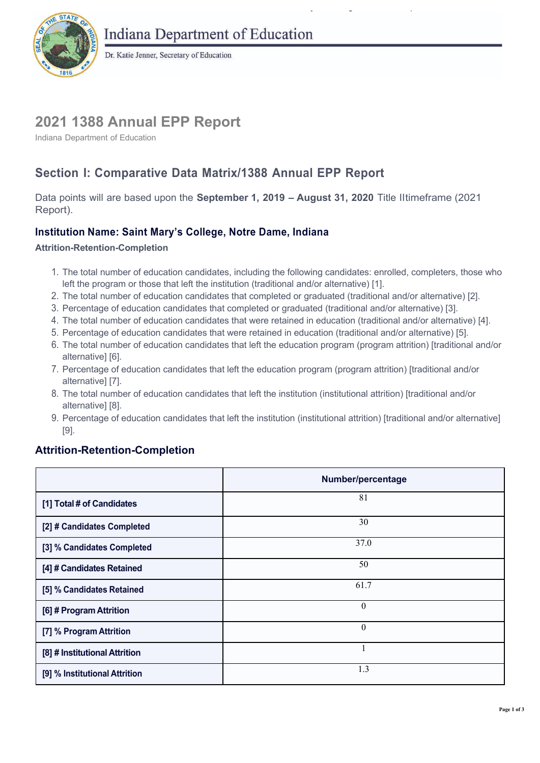Indiana Department of Education

Dr. Katie Jenner, Secretary of Education

# 2021 1388 Annual EPP Report

Indiana Department of Education

## Section I: Comparative Data Matrix/1388 Annual EPP Report

Data points will are based upon the **September 1, 2019 – August 31, 2020** Title IItimeframe (2021 Report).

### Institution Name: Saint Mary's College, Notre Dame, Indiana

**Attrition-Retention-Completion**

1. The total number of education candidates, including the following candidates: enrolled, completers, those who left the program or those that left the institution (traditional and/or alternative) [1].
2. The total number of education candidates that completed or graduated (traditional and/or alternative) [2].
3. Percentage of education candidates that completed or graduated (traditional and/or alternative) [3].
4. The total number of education candidates that were retained in education (traditional and/or alternative) [4].
5. Percentage of education candidates that were retained in education (traditional and/or alternative) [5].
6. The total number of education candidates that left the education program (program attrition) [traditional and/or alternative] [6].
7. Percentage of education candidates that left the education program (program attrition) [traditional and/or alternative] [7].
8. The total number of education candidates that left the institution (institutional attrition) [traditional and/or alternative] [8].
9. Percentage of education candidates that left the institution (institutional attrition) [traditional and/or alternative] [9].

### Attrition-Retention-Completion

| | Number/percentage |
|---|---|
| **[1] Total # of Candidates** | 81 |
| **[2] # Candidates Completed** | 30 |
| **[3] % Candidates Completed** | 37.0 |
| **[4] # Candidates Retained** | 50 |
| **[5] % Candidates Retained** | 61.7 |
| **[6] # Program Attrition** | 0 |
| **[7] % Program Attrition** | 0 |
| **[8] # Institutional Attrition** | 1 |
| **[9] % Institutional Attrition** | 1.3 |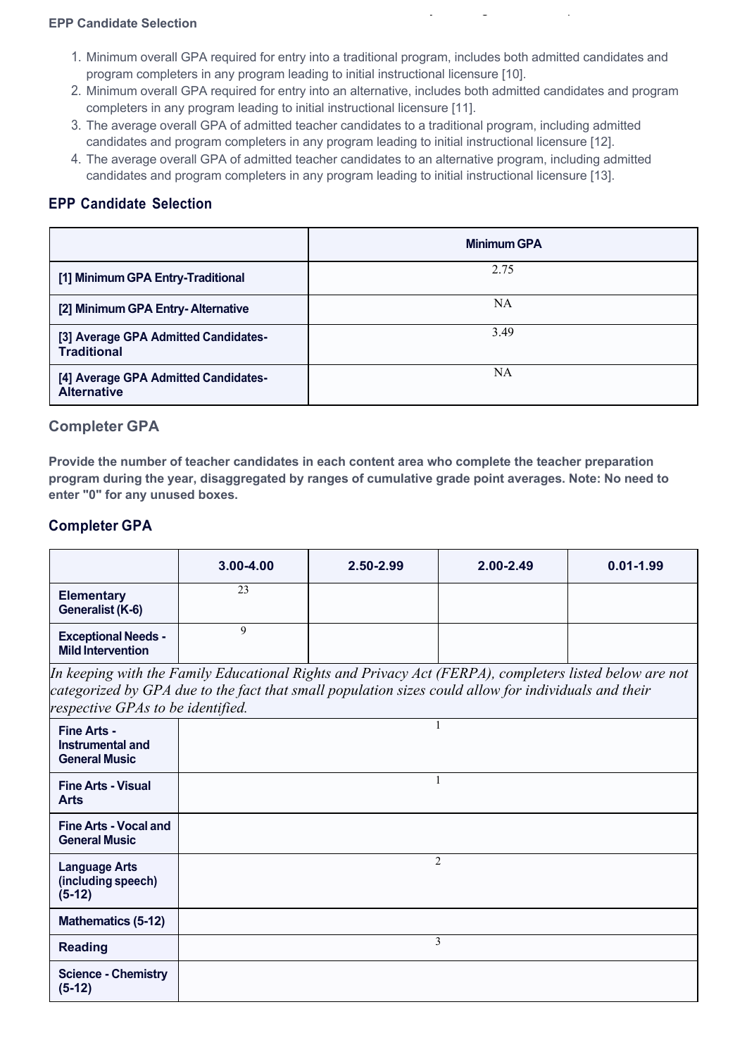**EPP Candidate Selection**

1. Minimum overall GPA required for entry into a traditional program, includes both admitted candidates and program completers in any program leading to initial instructional licensure [10].
2. Minimum overall GPA required for entry into an alternative, includes both admitted candidates and program completers in any program leading to initial instructional licensure [11].
3. The average overall GPA of admitted teacher candidates to a traditional program, including admitted candidates and program completers in any program leading to initial instructional licensure [12].
4. The average overall GPA of admitted teacher candidates to an alternative program, including admitted candidates and program completers in any program leading to initial instructional licensure [13].

## EPP Candidate Selection

| | Minimum GPA |
|---|---|
| [1] Minimum GPA Entry-Traditional | 2.75 |
| [2] Minimum GPA Entry- Alternative | NA |
| [3] Average GPA Admitted Candidates-Traditional | 3.49 |
| [4] Average GPA Admitted Candidates-Alternative | NA |

### Completer GPA

**Provide the number of teacher candidates in each content area who complete the teacher preparation program during the year, disaggregated by ranges of cumulative grade point averages. Note: No need to enter "0" for any unused boxes.**

## Completer GPA

| | 3.00-4.00 | 2.50-2.99 | 2.00-2.49 | 0.01-1.99 |
|---|---|---|---|---|
| Elementary Generalist (K-6) | 23 | | | |
| Exceptional Needs - Mild Intervention | 9 | | | |
| *In keeping with the Family Educational Rights and Privacy Act (FERPA), completers listed below are not categorized by GPA due to the fact that small population sizes could allow for individuals and their respective GPAs to be identified.* | | | | |
| Fine Arts - Instrumental and General Music | 1 | | | |
| Fine Arts - Visual Arts | 1 | | | |
| Fine Arts - Vocal and General Music | | | | |
| Language Arts (including speech) (5-12) | 2 | | | |
| Mathematics (5-12) | | | | |
| Reading | 3 | | | |
| Science - Chemistry (5-12) | | | | |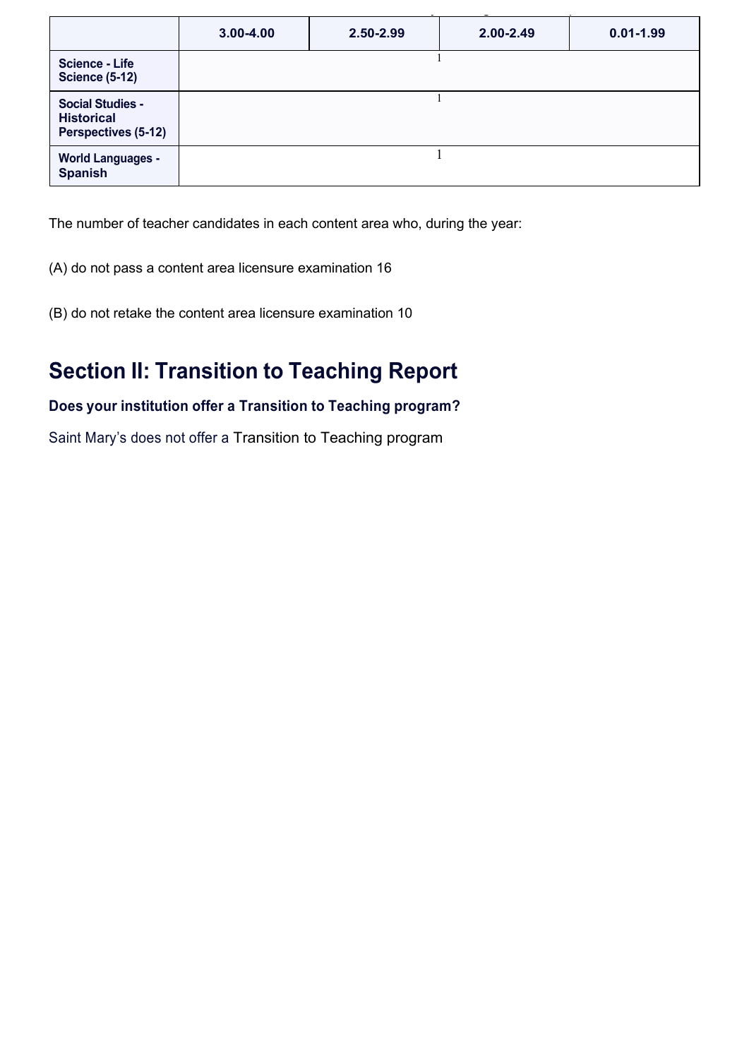| | 3.00-4.00 | 2.50-2.99 | 2.00-2.49 | 0.01-1.99 |
|---|---|---|---|---|
| **Science - Life Science (5-12)** | 1 | | | |
| **Social Studies - Historical Perspectives (5-12)** | 1 | | | |
| **World Languages - Spanish** | 1 | | | |

The number of teacher candidates in each content area who, during the year:

(A) do not pass a content area licensure examination 16

(B) do not retake the content area licensure examination 10

## Section II: Transition to Teaching Report

### Does your institution offer a Transition to Teaching program?

Saint Mary's does not offer a Transition to Teaching program